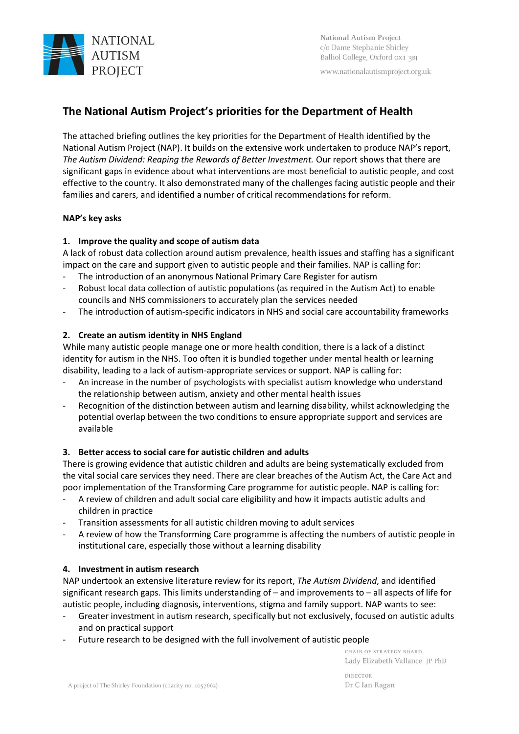NATIONAL AUTISM PROJECT

National Autism Project
c/o Dame Stephanie Shirley
Balliol College, Oxford OX1 3BJ

www.nationalautismproject.org.uk

# The National Autism Project's priorities for the Department of Health

The attached briefing outlines the key priorities for the Department of Health identified by the National Autism Project (NAP). It builds on the extensive work undertaken to produce NAP's report, *The Autism Dividend: Reaping the Rewards of Better Investment.* Our report shows that there are significant gaps in evidence about what interventions are most beneficial to autistic people, and cost effective to the country. It also demonstrated many of the challenges facing autistic people and their families and carers, and identified a number of critical recommendations for reform.

**NAP's key asks**

**1. Improve the quality and scope of autism data**

A lack of robust data collection around autism prevalence, health issues and staffing has a significant impact on the care and support given to autistic people and their families. NAP is calling for:

- The introduction of an anonymous National Primary Care Register for autism
- Robust local data collection of autistic populations (as required in the Autism Act) to enable councils and NHS commissioners to accurately plan the services needed
- The introduction of autism-specific indicators in NHS and social care accountability frameworks

**2. Create an autism identity in NHS England**

While many autistic people manage one or more health condition, there is a lack of a distinct identity for autism in the NHS. Too often it is bundled together under mental health or learning disability, leading to a lack of autism-appropriate services or support. NAP is calling for:

- An increase in the number of psychologists with specialist autism knowledge who understand the relationship between autism, anxiety and other mental health issues
- Recognition of the distinction between autism and learning disability, whilst acknowledging the potential overlap between the two conditions to ensure appropriate support and services are available

**3. Better access to social care for autistic children and adults**

There is growing evidence that autistic children and adults are being systematically excluded from the vital social care services they need. There are clear breaches of the Autism Act, the Care Act and poor implementation of the Transforming Care programme for autistic people. NAP is calling for:

- A review of children and adult social care eligibility and how it impacts autistic adults and children in practice
- Transition assessments for all autistic children moving to adult services
- A review of how the Transforming Care programme is affecting the numbers of autistic people in institutional care, especially those without a learning disability

**4. Investment in autism research**

NAP undertook an extensive literature review for its report, *The Autism Dividend*, and identified significant research gaps. This limits understanding of – and improvements to – all aspects of life for autistic people, including diagnosis, interventions, stigma and family support. NAP wants to see:

- Greater investment in autism research, specifically but not exclusively, focused on autistic adults and on practical support
- Future research to be designed with the full involvement of autistic people

CHAIR OF STRATEGY BOARD
Lady Elizabeth Vallance JP PhD

DIRECTOR
Dr C Ian Ragan

A project of The Shirley Foundation (charity no. 1057662)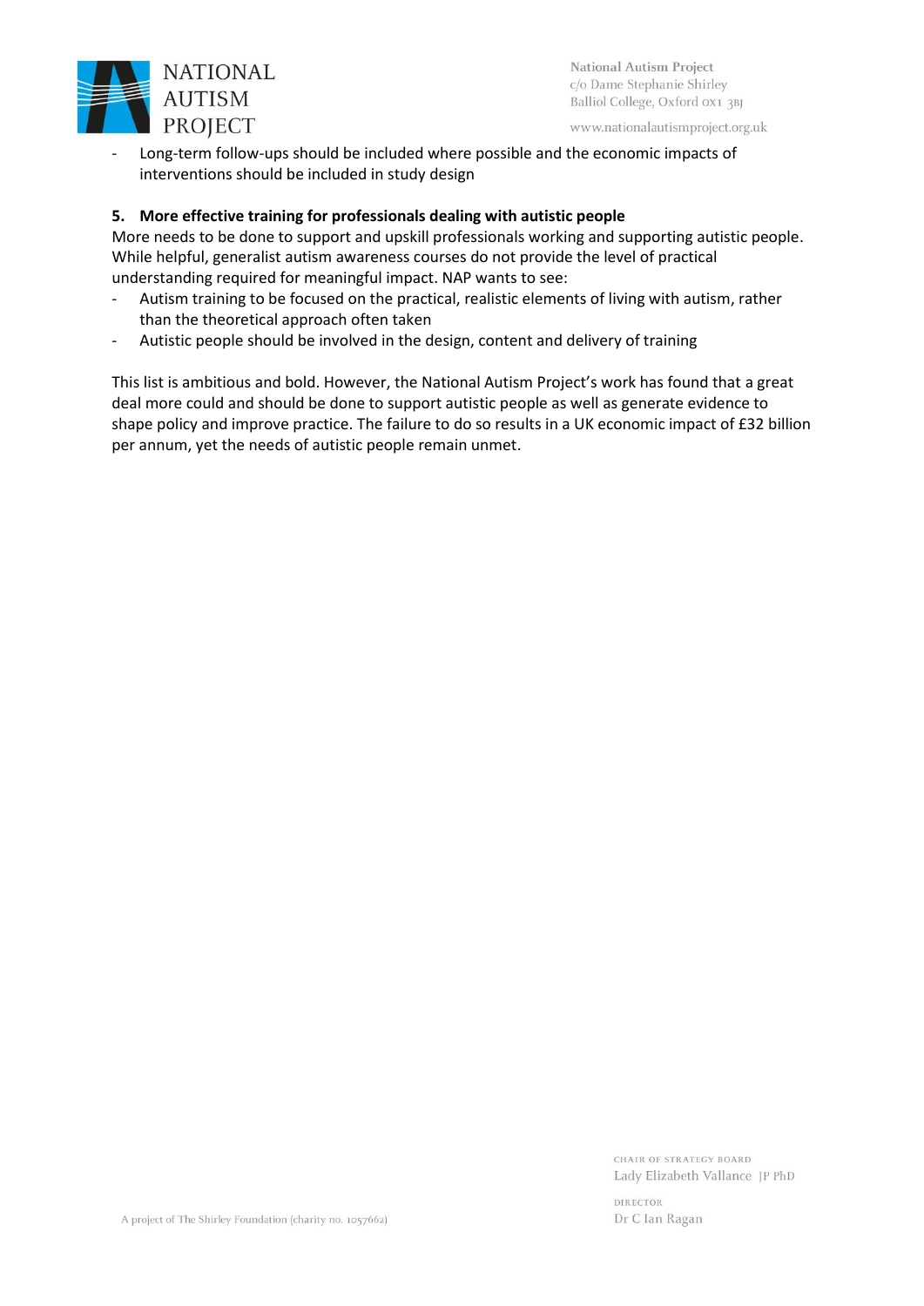- Long-term follow-ups should be included where possible and the economic impacts of interventions should be included in study design

**5. More effective training for professionals dealing with autistic people**

More needs to be done to support and upskill professionals working and supporting autistic people. While helpful, generalist autism awareness courses do not provide the level of practical understanding required for meaningful impact. NAP wants to see:

- Autism training to be focused on the practical, realistic elements of living with autism, rather than the theoretical approach often taken
- Autistic people should be involved in the design, content and delivery of training

This list is ambitious and bold. However, the National Autism Project's work has found that a great deal more could and should be done to support autistic people as well as generate evidence to shape policy and improve practice. The failure to do so results in a UK economic impact of £32 billion per annum, yet the needs of autistic people remain unmet.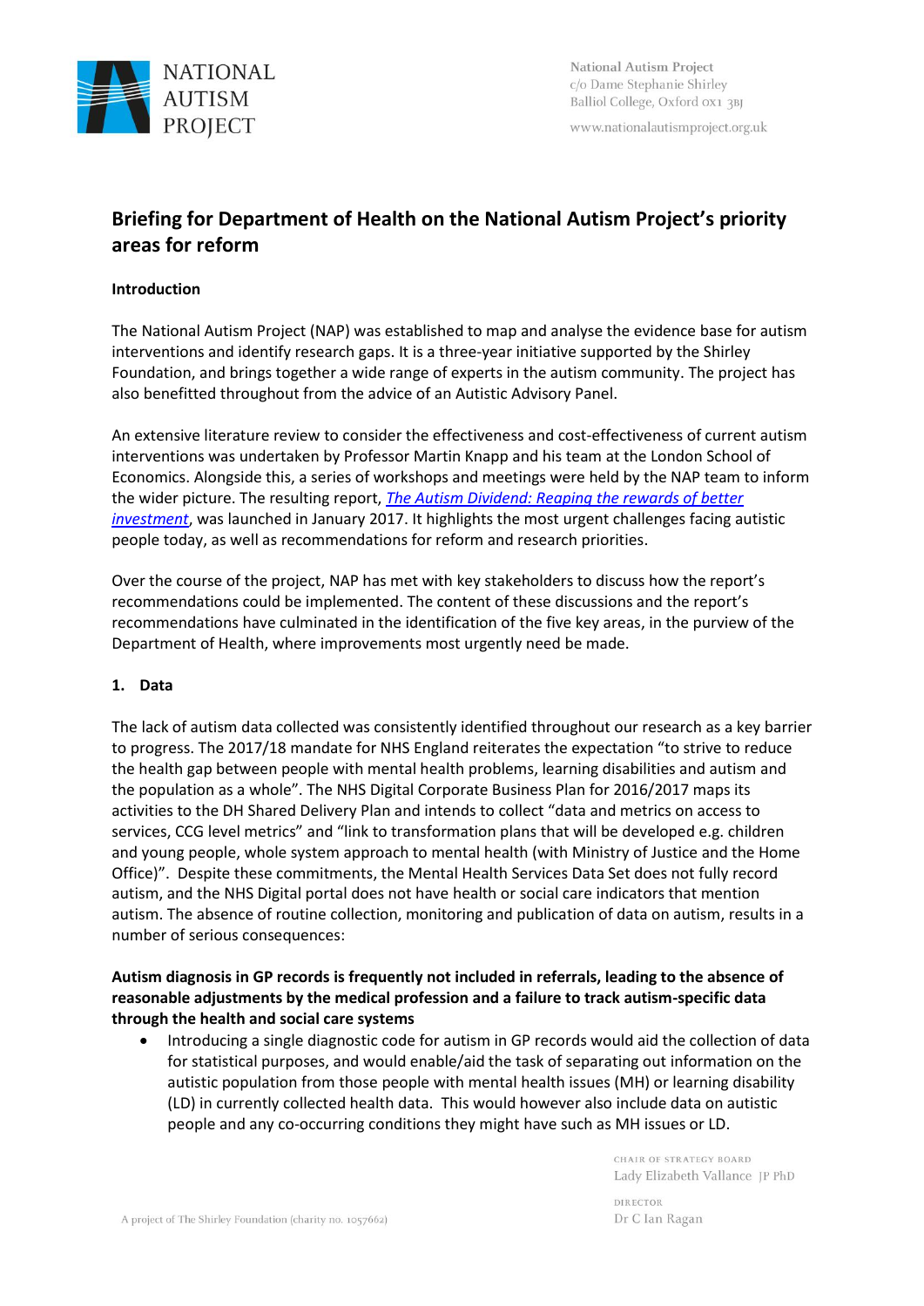# Briefing for Department of Health on the National Autism Project's priority areas for reform

## Introduction

The National Autism Project (NAP) was established to map and analyse the evidence base for autism interventions and identify research gaps. It is a three-year initiative supported by the Shirley Foundation, and brings together a wide range of experts in the autism community. The project has also benefitted throughout from the advice of an Autistic Advisory Panel.

An extensive literature review to consider the effectiveness and cost-effectiveness of current autism interventions was undertaken by Professor Martin Knapp and his team at the London School of Economics. Alongside this, a series of workshops and meetings were held by the NAP team to inform the wider picture. The resulting report, *The Autism Dividend: Reaping the rewards of better investment*, was launched in January 2017. It highlights the most urgent challenges facing autistic people today, as well as recommendations for reform and research priorities.

Over the course of the project, NAP has met with key stakeholders to discuss how the report's recommendations could be implemented. The content of these discussions and the report's recommendations have culminated in the identification of the five key areas, in the purview of the Department of Health, where improvements most urgently need be made.

## 1. Data

The lack of autism data collected was consistently identified throughout our research as a key barrier to progress. The 2017/18 mandate for NHS England reiterates the expectation "to strive to reduce the health gap between people with mental health problems, learning disabilities and autism and the population as a whole". The NHS Digital Corporate Business Plan for 2016/2017 maps its activities to the DH Shared Delivery Plan and intends to collect "data and metrics on access to services, CCG level metrics" and "link to transformation plans that will be developed e.g. children and young people, whole system approach to mental health (with Ministry of Justice and the Home Office)". Despite these commitments, the Mental Health Services Data Set does not fully record autism, and the NHS Digital portal does not have health or social care indicators that mention autism. The absence of routine collection, monitoring and publication of data on autism, results in a number of serious consequences:

**Autism diagnosis in GP records is frequently not included in referrals, leading to the absence of reasonable adjustments by the medical profession and a failure to track autism-specific data through the health and social care systems**

- Introducing a single diagnostic code for autism in GP records would aid the collection of data for statistical purposes, and would enable/aid the task of separating out information on the autistic population from those people with mental health issues (MH) or learning disability (LD) in currently collected health data. This would however also include data on autistic people and any co-occurring conditions they might have such as MH issues or LD.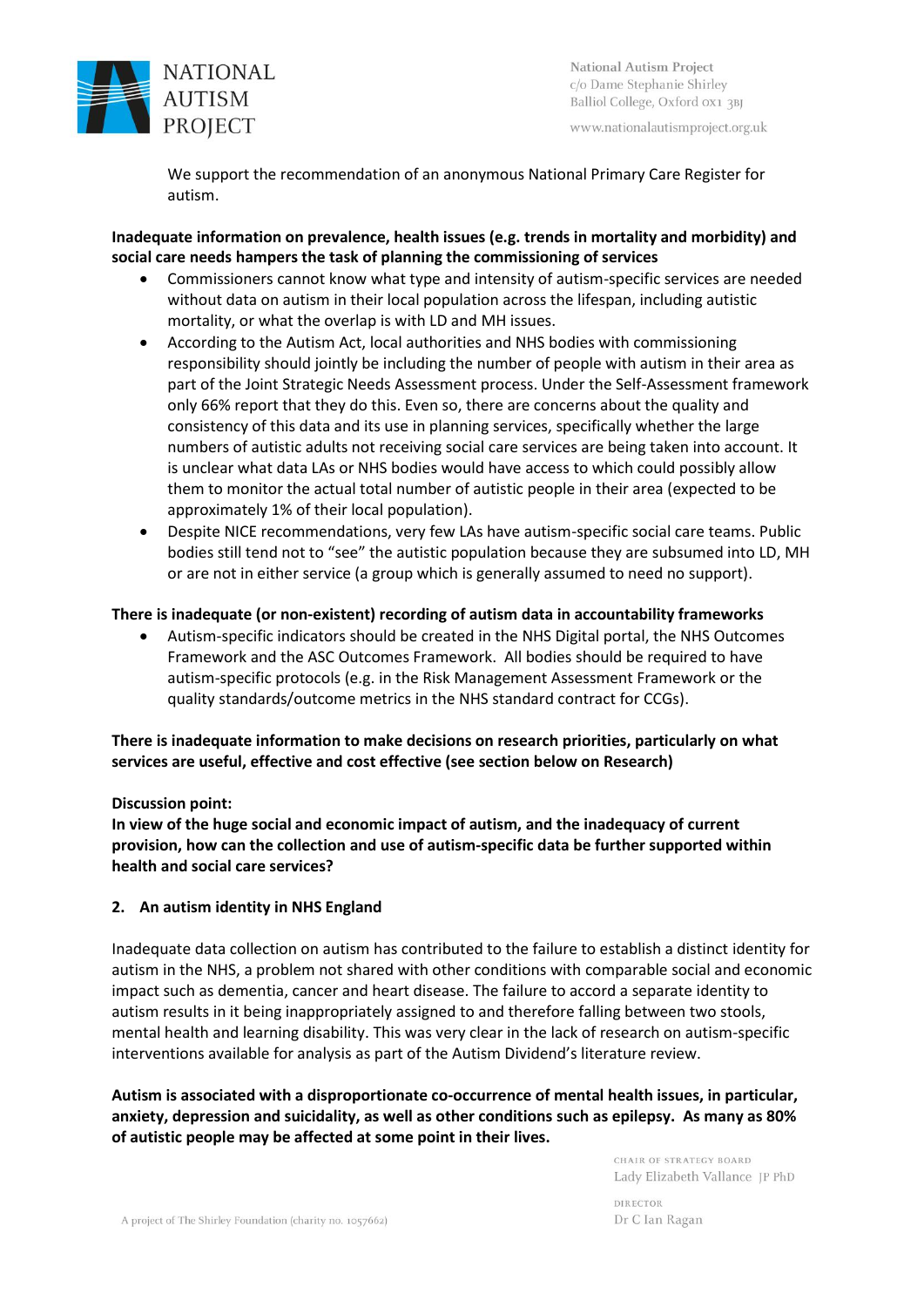We support the recommendation of an anonymous National Primary Care Register for autism.

**Inadequate information on prevalence, health issues (e.g. trends in mortality and morbidity) and social care needs hampers the task of planning the commissioning of services**

- Commissioners cannot know what type and intensity of autism-specific services are needed without data on autism in their local population across the lifespan, including autistic mortality, or what the overlap is with LD and MH issues.
- According to the Autism Act, local authorities and NHS bodies with commissioning responsibility should jointly be including the number of people with autism in their area as part of the Joint Strategic Needs Assessment process. Under the Self-Assessment framework only 66% report that they do this. Even so, there are concerns about the quality and consistency of this data and its use in planning services, specifically whether the large numbers of autistic adults not receiving social care services are being taken into account. It is unclear what data LAs or NHS bodies would have access to which could possibly allow them to monitor the actual total number of autistic people in their area (expected to be approximately 1% of their local population).
- Despite NICE recommendations, very few LAs have autism-specific social care teams. Public bodies still tend not to "see" the autistic population because they are subsumed into LD, MH or are not in either service (a group which is generally assumed to need no support).

**There is inadequate (or non-existent) recording of autism data in accountability frameworks**

- Autism-specific indicators should be created in the NHS Digital portal, the NHS Outcomes Framework and the ASC Outcomes Framework. All bodies should be required to have autism-specific protocols (e.g. in the Risk Management Assessment Framework or the quality standards/outcome metrics in the NHS standard contract for CCGs).

**There is inadequate information to make decisions on research priorities, particularly on what services are useful, effective and cost effective (see section below on Research)**

**Discussion point:**
**In view of the huge social and economic impact of autism, and the inadequacy of current provision, how can the collection and use of autism-specific data be further supported within health and social care services?**

## 2. An autism identity in NHS England

Inadequate data collection on autism has contributed to the failure to establish a distinct identity for autism in the NHS, a problem not shared with other conditions with comparable social and economic impact such as dementia, cancer and heart disease. The failure to accord a separate identity to autism results in it being inappropriately assigned to and therefore falling between two stools, mental health and learning disability. This was very clear in the lack of research on autism-specific interventions available for analysis as part of the Autism Dividend's literature review.

**Autism is associated with a disproportionate co-occurrence of mental health issues, in particular, anxiety, depression and suicidality, as well as other conditions such as epilepsy. As many as 80% of autistic people may be affected at some point in their lives.**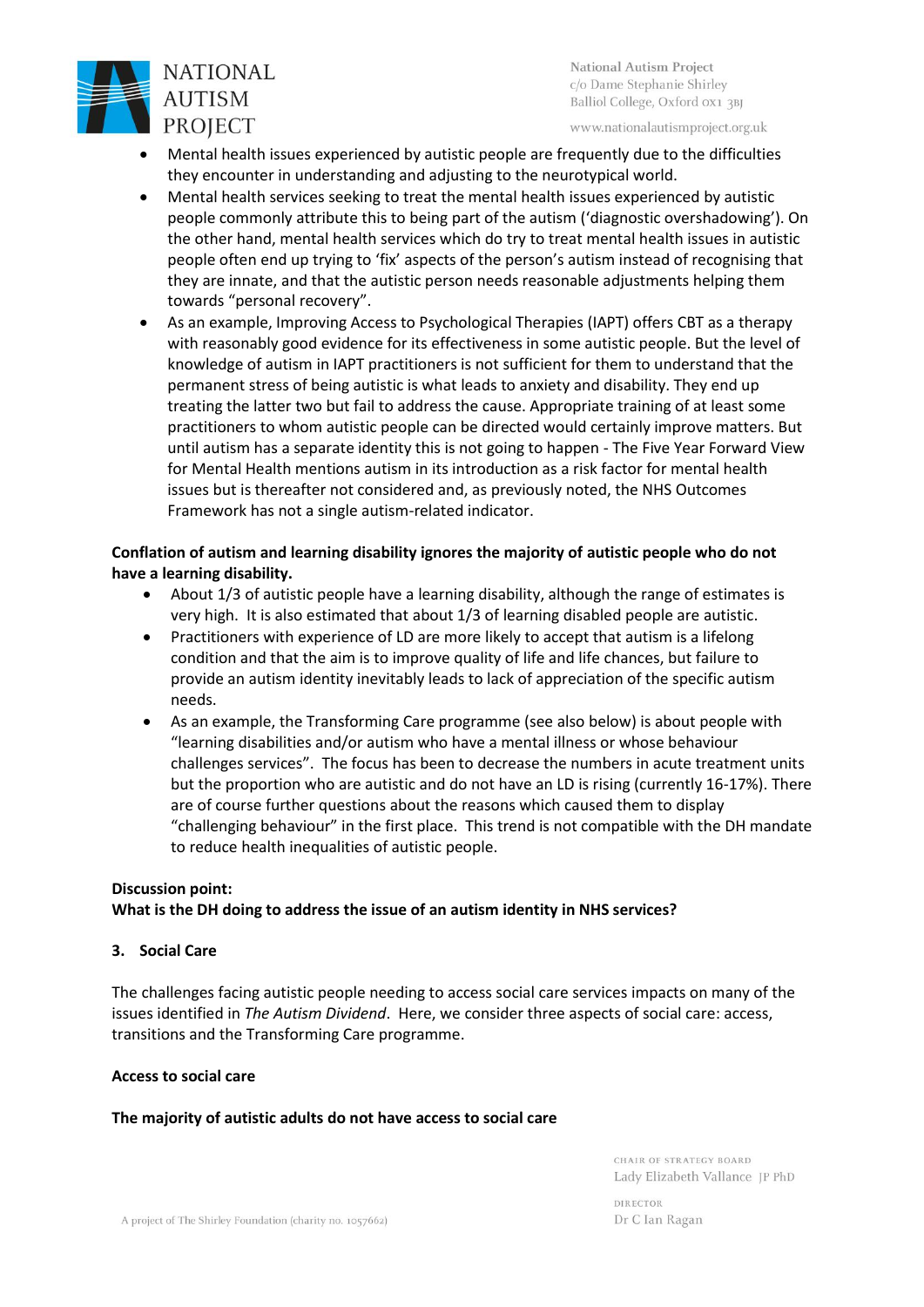- Mental health issues experienced by autistic people are frequently due to the difficulties they encounter in understanding and adjusting to the neurotypical world.
- Mental health services seeking to treat the mental health issues experienced by autistic people commonly attribute this to being part of the autism ('diagnostic overshadowing'). On the other hand, mental health services which do try to treat mental health issues in autistic people often end up trying to 'fix' aspects of the person's autism instead of recognising that they are innate, and that the autistic person needs reasonable adjustments helping them towards "personal recovery".
- As an example, Improving Access to Psychological Therapies (IAPT) offers CBT as a therapy with reasonably good evidence for its effectiveness in some autistic people. But the level of knowledge of autism in IAPT practitioners is not sufficient for them to understand that the permanent stress of being autistic is what leads to anxiety and disability. They end up treating the latter two but fail to address the cause. Appropriate training of at least some practitioners to whom autistic people can be directed would certainly improve matters. But until autism has a separate identity this is not going to happen - The Five Year Forward View for Mental Health mentions autism in its introduction as a risk factor for mental health issues but is thereafter not considered and, as previously noted, the NHS Outcomes Framework has not a single autism-related indicator.

**Conflation of autism and learning disability ignores the majority of autistic people who do not have a learning disability.**

- About 1/3 of autistic people have a learning disability, although the range of estimates is very high. It is also estimated that about 1/3 of learning disabled people are autistic.
- Practitioners with experience of LD are more likely to accept that autism is a lifelong condition and that the aim is to improve quality of life and life chances, but failure to provide an autism identity inevitably leads to lack of appreciation of the specific autism needs.
- As an example, the Transforming Care programme (see also below) is about people with "learning disabilities and/or autism who have a mental illness or whose behaviour challenges services". The focus has been to decrease the numbers in acute treatment units but the proportion who are autistic and do not have an LD is rising (currently 16-17%). There are of course further questions about the reasons which caused them to display "challenging behaviour" in the first place. This trend is not compatible with the DH mandate to reduce health inequalities of autistic people.

**Discussion point:**
**What is the DH doing to address the issue of an autism identity in NHS services?**

## 3. Social Care

The challenges facing autistic people needing to access social care services impacts on many of the issues identified in *The Autism Dividend*. Here, we consider three aspects of social care: access, transitions and the Transforming Care programme.

**Access to social care**

**The majority of autistic adults do not have access to social care**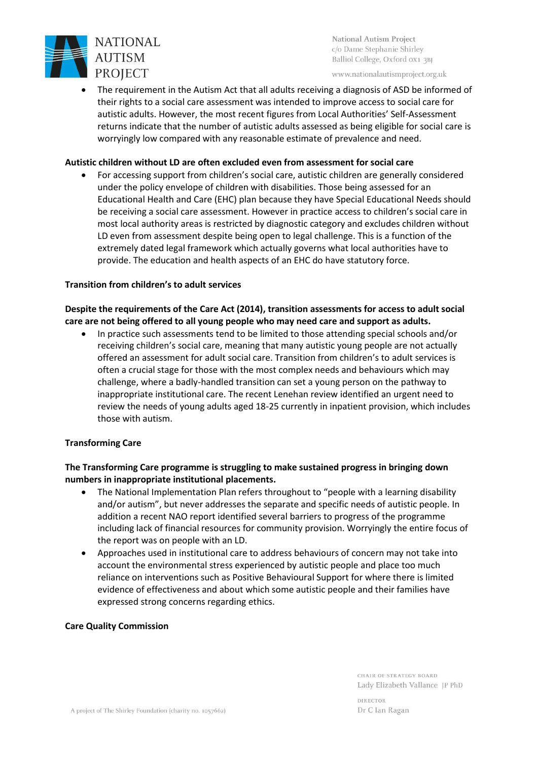- The requirement in the Autism Act that all adults receiving a diagnosis of ASD be informed of their rights to a social care assessment was intended to improve access to social care for autistic adults. However, the most recent figures from Local Authorities' Self-Assessment returns indicate that the number of autistic adults assessed as being eligible for social care is worryingly low compared with any reasonable estimate of prevalence and need.

**Autistic children without LD are often excluded even from assessment for social care**

- For accessing support from children's social care, autistic children are generally considered under the policy envelope of children with disabilities. Those being assessed for an Educational Health and Care (EHC) plan because they have Special Educational Needs should be receiving a social care assessment. However in practice access to children's social care in most local authority areas is restricted by diagnostic category and excludes children without LD even from assessment despite being open to legal challenge. This is a function of the extremely dated legal framework which actually governs what local authorities have to provide. The education and health aspects of an EHC do have statutory force.

**Transition from children's to adult services**

**Despite the requirements of the Care Act (2014), transition assessments for access to adult social care are not being offered to all young people who may need care and support as adults.**

- In practice such assessments tend to be limited to those attending special schools and/or receiving children's social care, meaning that many autistic young people are not actually offered an assessment for adult social care. Transition from children's to adult services is often a crucial stage for those with the most complex needs and behaviours which may challenge, where a badly-handled transition can set a young person on the pathway to inappropriate institutional care. The recent Lenehan review identified an urgent need to review the needs of young adults aged 18-25 currently in inpatient provision, which includes those with autism.

**Transforming Care**

**The Transforming Care programme is struggling to make sustained progress in bringing down numbers in inappropriate institutional placements.**

- The National Implementation Plan refers throughout to "people with a learning disability and/or autism", but never addresses the separate and specific needs of autistic people. In addition a recent NAO report identified several barriers to progress of the programme including lack of financial resources for community provision. Worryingly the entire focus of the report was on people with an LD.
- Approaches used in institutional care to address behaviours of concern may not take into account the environmental stress experienced by autistic people and place too much reliance on interventions such as Positive Behavioural Support for where there is limited evidence of effectiveness and about which some autistic people and their families have expressed strong concerns regarding ethics.

**Care Quality Commission**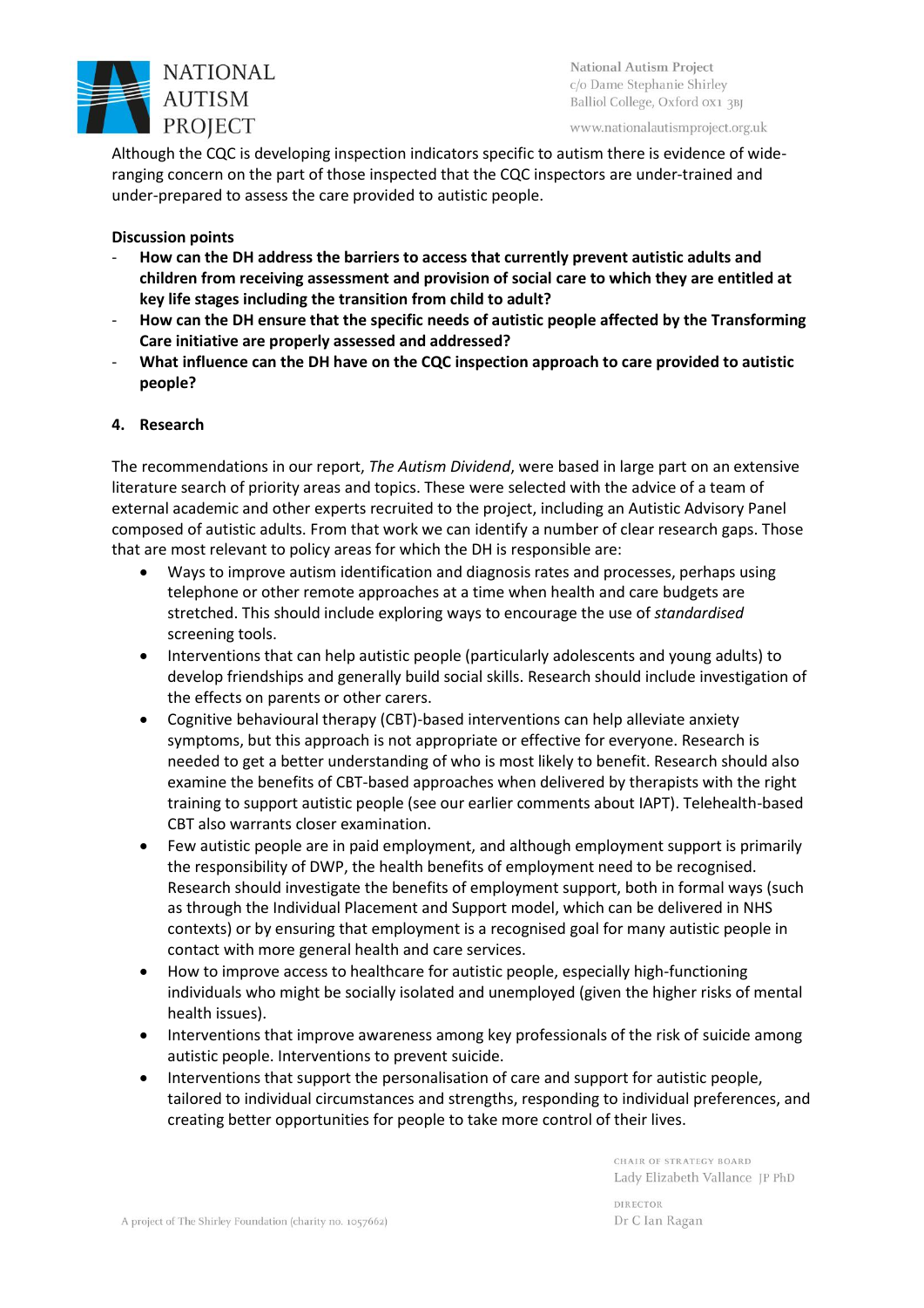Although the CQC is developing inspection indicators specific to autism there is evidence of wide-ranging concern on the part of those inspected that the CQC inspectors are under-trained and under-prepared to assess the care provided to autistic people.

**Discussion points**

- **How can the DH address the barriers to access that currently prevent autistic adults and children from receiving assessment and provision of social care to which they are entitled at key life stages including the transition from child to adult?**
- **How can the DH ensure that the specific needs of autistic people affected by the Transforming Care initiative are properly assessed and addressed?**
- **What influence can the DH have on the CQC inspection approach to care provided to autistic people?**

## 4. Research

The recommendations in our report, *The Autism Dividend*, were based in large part on an extensive literature search of priority areas and topics. These were selected with the advice of a team of external academic and other experts recruited to the project, including an Autistic Advisory Panel composed of autistic adults. From that work we can identify a number of clear research gaps. Those that are most relevant to policy areas for which the DH is responsible are:

- Ways to improve autism identification and diagnosis rates and processes, perhaps using telephone or other remote approaches at a time when health and care budgets are stretched. This should include exploring ways to encourage the use of *standardised* screening tools.
- Interventions that can help autistic people (particularly adolescents and young adults) to develop friendships and generally build social skills. Research should include investigation of the effects on parents or other carers.
- Cognitive behavioural therapy (CBT)-based interventions can help alleviate anxiety symptoms, but this approach is not appropriate or effective for everyone. Research is needed to get a better understanding of who is most likely to benefit. Research should also examine the benefits of CBT-based approaches when delivered by therapists with the right training to support autistic people (see our earlier comments about IAPT). Telehealth-based CBT also warrants closer examination.
- Few autistic people are in paid employment, and although employment support is primarily the responsibility of DWP, the health benefits of employment need to be recognised. Research should investigate the benefits of employment support, both in formal ways (such as through the Individual Placement and Support model, which can be delivered in NHS contexts) or by ensuring that employment is a recognised goal for many autistic people in contact with more general health and care services.
- How to improve access to healthcare for autistic people, especially high-functioning individuals who might be socially isolated and unemployed (given the higher risks of mental health issues).
- Interventions that improve awareness among key professionals of the risk of suicide among autistic people. Interventions to prevent suicide.
- Interventions that support the personalisation of care and support for autistic people, tailored to individual circumstances and strengths, responding to individual preferences, and creating better opportunities for people to take more control of their lives.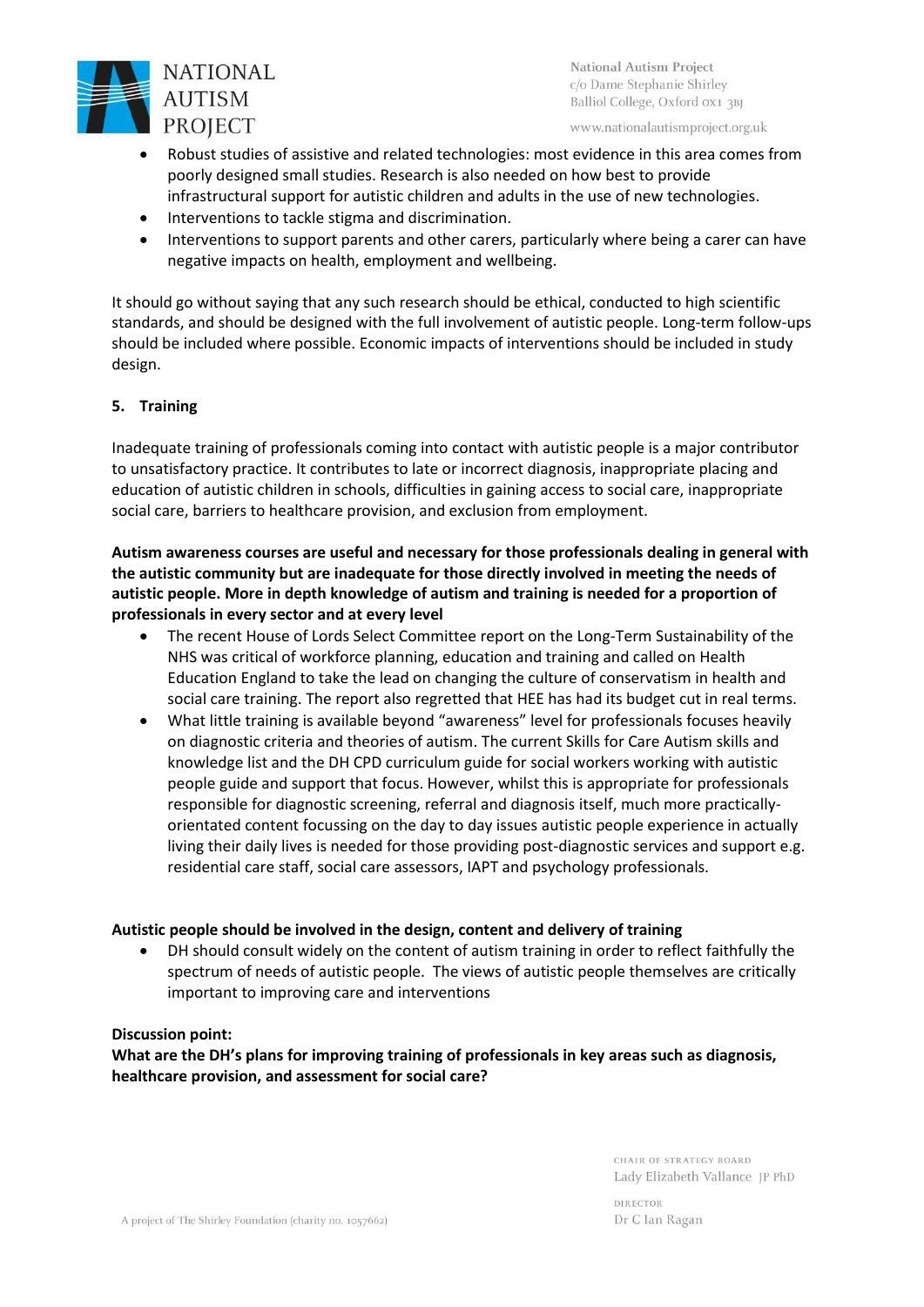- Robust studies of assistive and related technologies: most evidence in this area comes from poorly designed small studies. Research is also needed on how best to provide infrastructural support for autistic children and adults in the use of new technologies.
- Interventions to tackle stigma and discrimination.
- Interventions to support parents and other carers, particularly where being a carer can have negative impacts on health, employment and wellbeing.

It should go without saying that any such research should be ethical, conducted to high scientific standards, and should be designed with the full involvement of autistic people. Long-term follow-ups should be included where possible. Economic impacts of interventions should be included in study design.

## 5. Training

Inadequate training of professionals coming into contact with autistic people is a major contributor to unsatisfactory practice. It contributes to late or incorrect diagnosis, inappropriate placing and education of autistic children in schools, difficulties in gaining access to social care, inappropriate social care, barriers to healthcare provision, and exclusion from employment.

**Autism awareness courses are useful and necessary for those professionals dealing in general with the autistic community but are inadequate for those directly involved in meeting the needs of autistic people. More in depth knowledge of autism and training is needed for a proportion of professionals in every sector and at every level**

- The recent House of Lords Select Committee report on the Long-Term Sustainability of the NHS was critical of workforce planning, education and training and called on Health Education England to take the lead on changing the culture of conservatism in health and social care training. The report also regretted that HEE has had its budget cut in real terms.
- What little training is available beyond "awareness" level for professionals focuses heavily on diagnostic criteria and theories of autism. The current Skills for Care Autism skills and knowledge list and the DH CPD curriculum guide for social workers working with autistic people guide and support that focus. However, whilst this is appropriate for professionals responsible for diagnostic screening, referral and diagnosis itself, much more practically-orientated content focussing on the day to day issues autistic people experience in actually living their daily lives is needed for those providing post-diagnostic services and support e.g. residential care staff, social care assessors, IAPT and psychology professionals.

**Autistic people should be involved in the design, content and delivery of training**

- DH should consult widely on the content of autism training in order to reflect faithfully the spectrum of needs of autistic people. The views of autistic people themselves are critically important to improving care and interventions

**Discussion point:**
**What are the DH's plans for improving training of professionals in key areas such as diagnosis, healthcare provision, and assessment for social care?**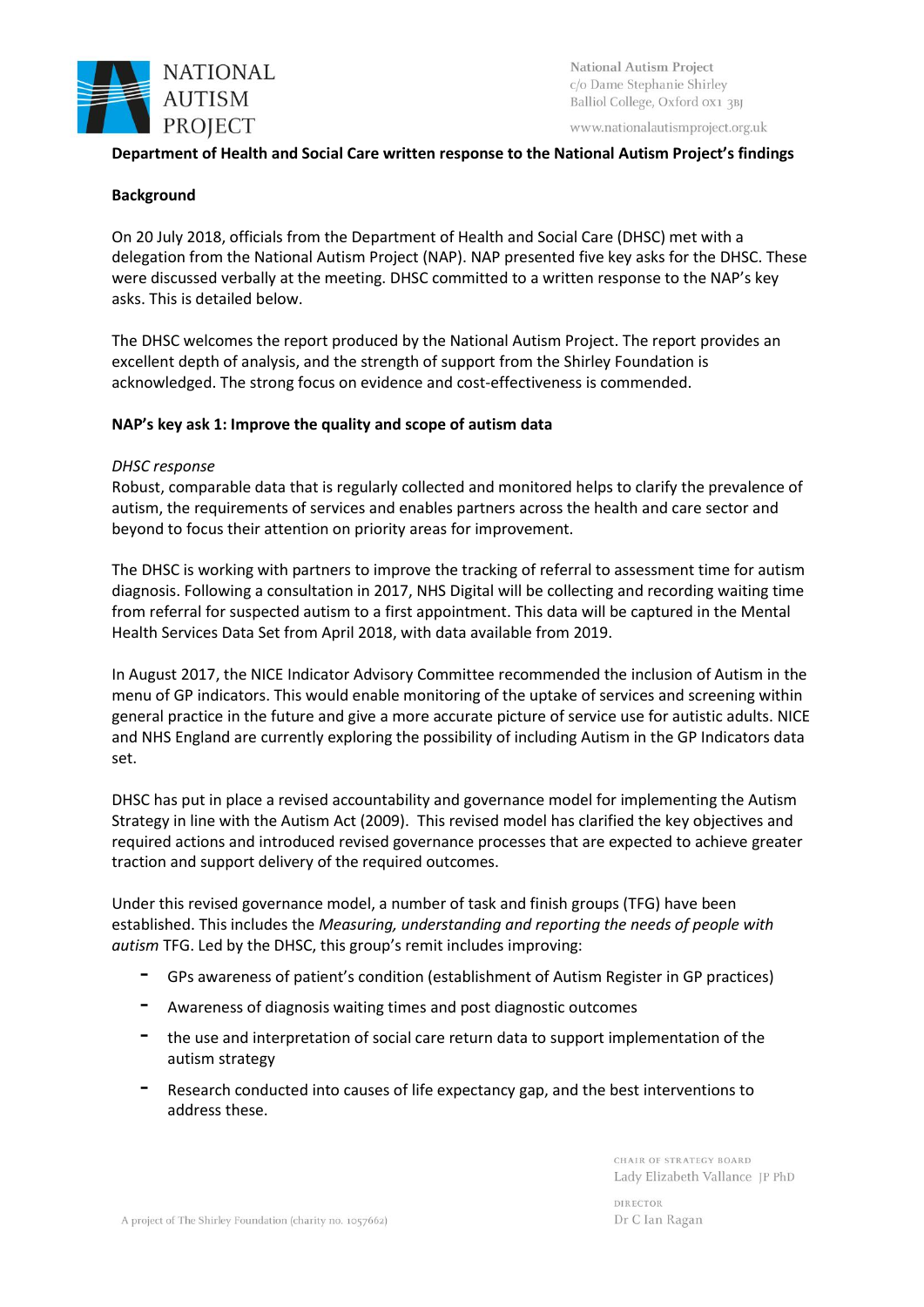**Department of Health and Social Care written response to the National Autism Project's findings**

**Background**

On 20 July 2018, officials from the Department of Health and Social Care (DHSC) met with a delegation from the National Autism Project (NAP). NAP presented five key asks for the DHSC. These were discussed verbally at the meeting. DHSC committed to a written response to the NAP's key asks. This is detailed below.

The DHSC welcomes the report produced by the National Autism Project. The report provides an excellent depth of analysis, and the strength of support from the Shirley Foundation is acknowledged. The strong focus on evidence and cost-effectiveness is commended.

**NAP's key ask 1: Improve the quality and scope of autism data**

*DHSC response*

Robust, comparable data that is regularly collected and monitored helps to clarify the prevalence of autism, the requirements of services and enables partners across the health and care sector and beyond to focus their attention on priority areas for improvement.

The DHSC is working with partners to improve the tracking of referral to assessment time for autism diagnosis. Following a consultation in 2017, NHS Digital will be collecting and recording waiting time from referral for suspected autism to a first appointment. This data will be captured in the Mental Health Services Data Set from April 2018, with data available from 2019.

In August 2017, the NICE Indicator Advisory Committee recommended the inclusion of Autism in the menu of GP indicators. This would enable monitoring of the uptake of services and screening within general practice in the future and give a more accurate picture of service use for autistic adults. NICE and NHS England are currently exploring the possibility of including Autism in the GP Indicators data set.

DHSC has put in place a revised accountability and governance model for implementing the Autism Strategy in line with the Autism Act (2009). This revised model has clarified the key objectives and required actions and introduced revised governance processes that are expected to achieve greater traction and support delivery of the required outcomes.

Under this revised governance model, a number of task and finish groups (TFG) have been established. This includes the *Measuring, understanding and reporting the needs of people with autism* TFG. Led by the DHSC, this group's remit includes improving:

- GPs awareness of patient's condition (establishment of Autism Register in GP practices)
- Awareness of diagnosis waiting times and post diagnostic outcomes
- the use and interpretation of social care return data to support implementation of the autism strategy
- Research conducted into causes of life expectancy gap, and the best interventions to address these.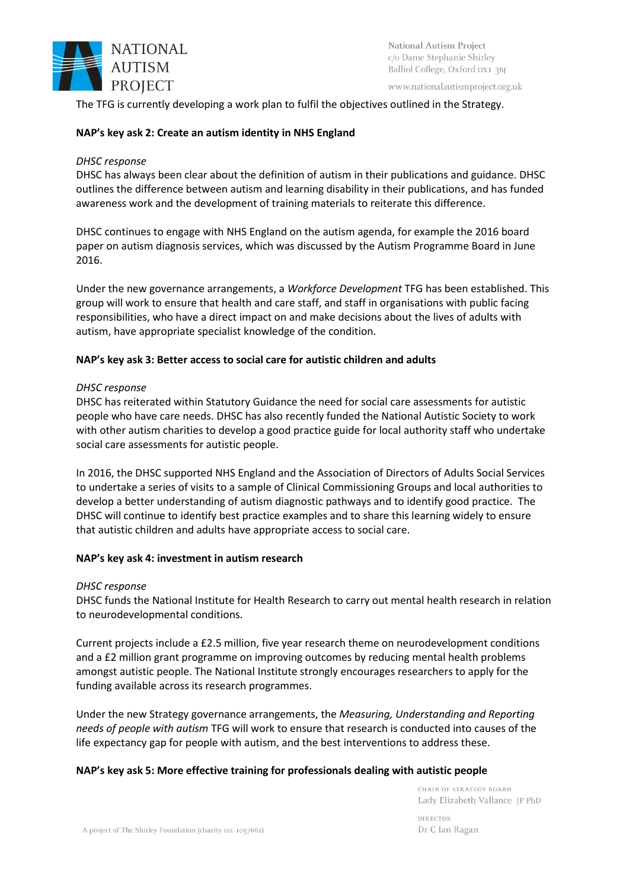The TFG is currently developing a work plan to fulfil the objectives outlined in the Strategy.

**NAP's key ask 2: Create an autism identity in NHS England**

*DHSC response*
DHSC has always been clear about the definition of autism in their publications and guidance. DHSC outlines the difference between autism and learning disability in their publications, and has funded awareness work and the development of training materials to reiterate this difference.

DHSC continues to engage with NHS England on the autism agenda, for example the 2016 board paper on autism diagnosis services, which was discussed by the Autism Programme Board in June 2016.

Under the new governance arrangements, a *Workforce Development* TFG has been established. This group will work to ensure that health and care staff, and staff in organisations with public facing responsibilities, who have a direct impact on and make decisions about the lives of adults with autism, have appropriate specialist knowledge of the condition.

**NAP's key ask 3: Better access to social care for autistic children and adults**

*DHSC response*
DHSC has reiterated within Statutory Guidance the need for social care assessments for autistic people who have care needs. DHSC has also recently funded the National Autistic Society to work with other autism charities to develop a good practice guide for local authority staff who undertake social care assessments for autistic people.

In 2016, the DHSC supported NHS England and the Association of Directors of Adults Social Services to undertake a series of visits to a sample of Clinical Commissioning Groups and local authorities to develop a better understanding of autism diagnostic pathways and to identify good practice. The DHSC will continue to identify best practice examples and to share this learning widely to ensure that autistic children and adults have appropriate access to social care.

**NAP's key ask 4: investment in autism research**

*DHSC response*
DHSC funds the National Institute for Health Research to carry out mental health research in relation to neurodevelopmental conditions.

Current projects include a £2.5 million, five year research theme on neurodevelopment conditions and a £2 million grant programme on improving outcomes by reducing mental health problems amongst autistic people. The National Institute strongly encourages researchers to apply for the funding available across its research programmes.

Under the new Strategy governance arrangements, the *Measuring, Understanding and Reporting needs of people with autism* TFG will work to ensure that research is conducted into causes of the life expectancy gap for people with autism, and the best interventions to address these.

**NAP's key ask 5: More effective training for professionals dealing with autistic people**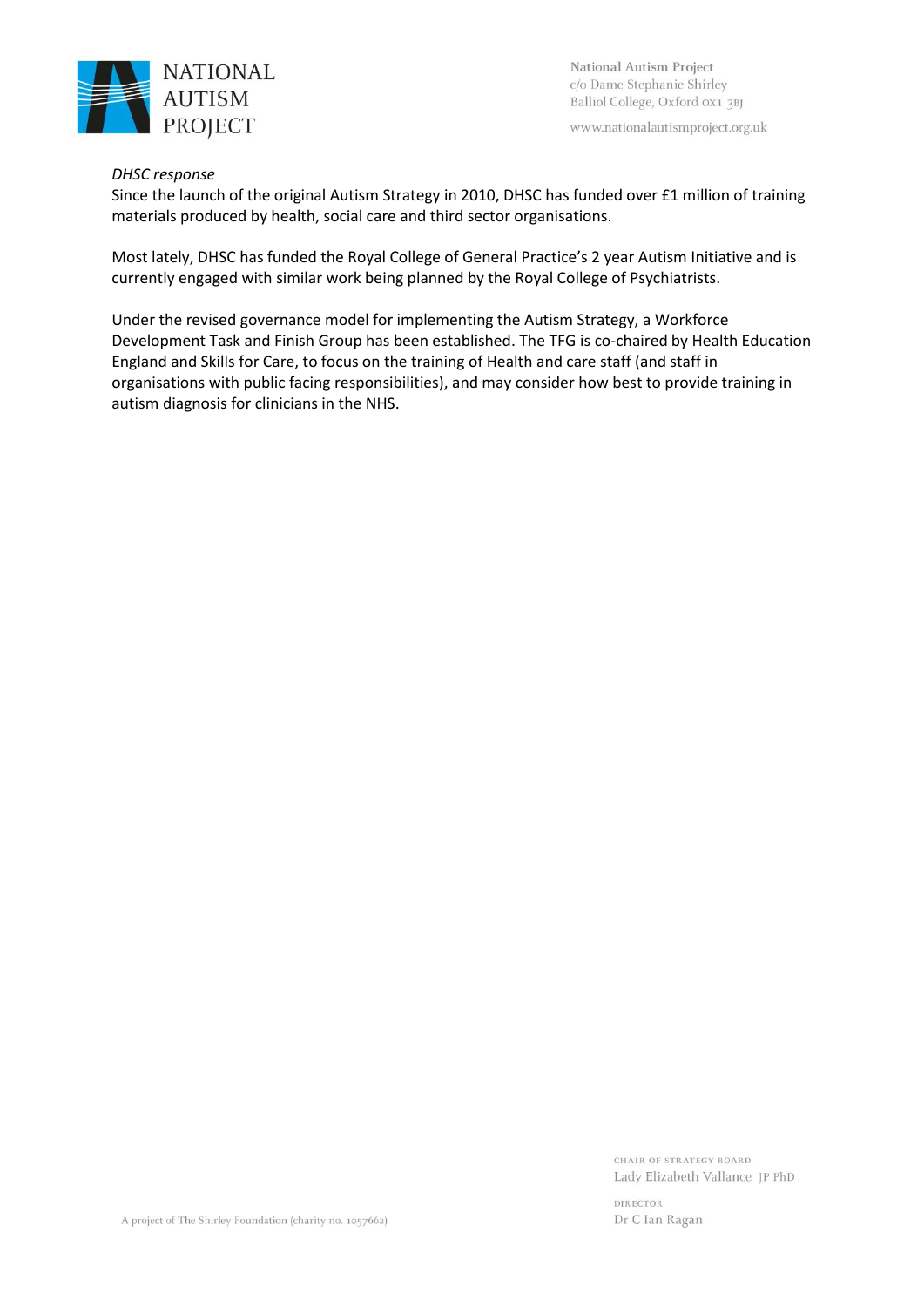*DHSC response*

Since the launch of the original Autism Strategy in 2010, DHSC has funded over £1 million of training materials produced by health, social care and third sector organisations.

Most lately, DHSC has funded the Royal College of General Practice's 2 year Autism Initiative and is currently engaged with similar work being planned by the Royal College of Psychiatrists.

Under the revised governance model for implementing the Autism Strategy, a Workforce Development Task and Finish Group has been established. The TFG is co-chaired by Health Education England and Skills for Care, to focus on the training of Health and care staff (and staff in organisations with public facing responsibilities), and may consider how best to provide training in autism diagnosis for clinicians in the NHS.